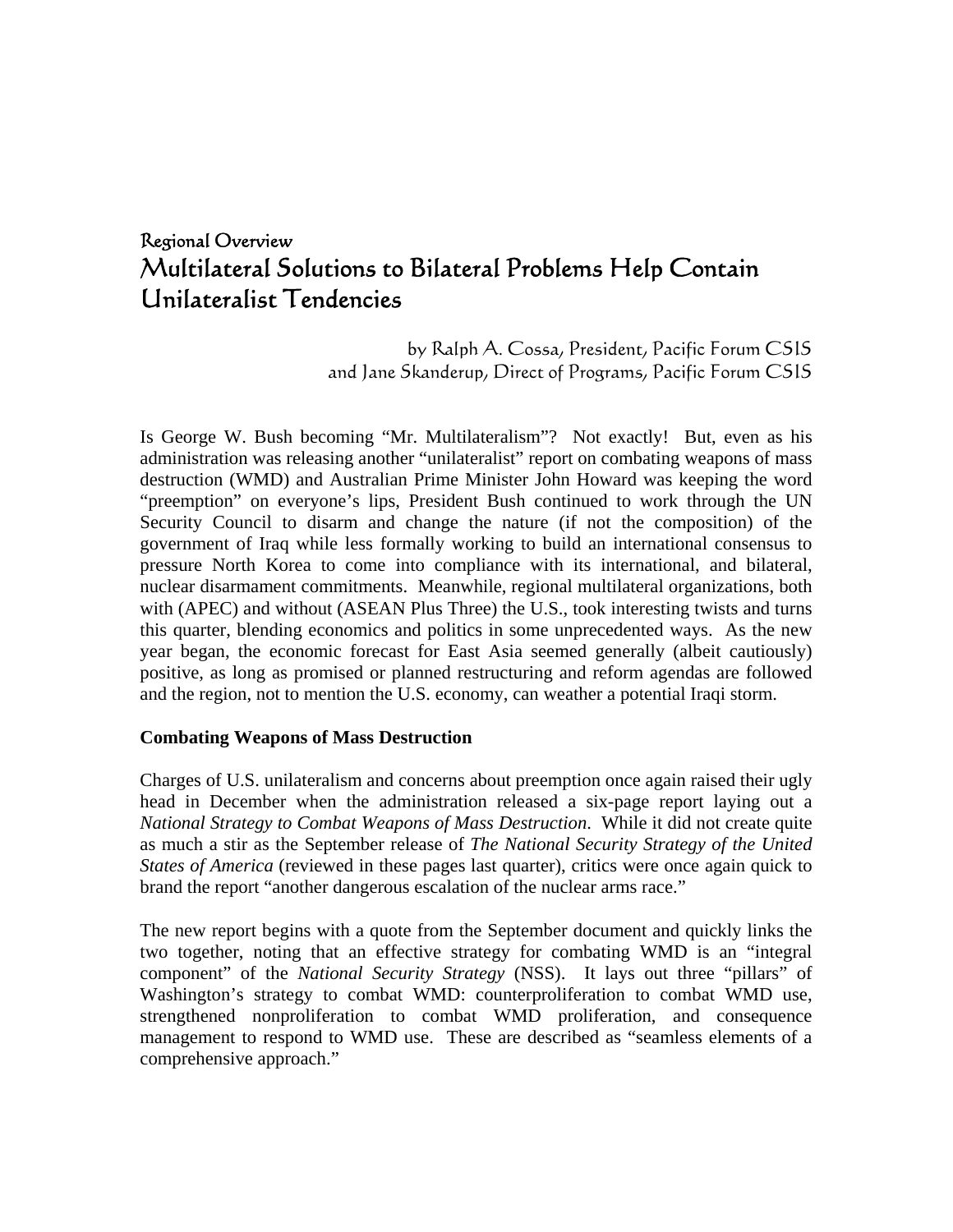## Regional Overview

# Multilateral Solutions to Bilateral Problems Help Contain Unilateralist Tendencies

by Ralph A. Cossa, President, Pacific Forum CSIS
and Jane Skanderup, Direct of Programs, Pacific Forum CSIS

Is George W. Bush becoming "Mr. Multilateralism"? Not exactly! But, even as his administration was releasing another "unilateralist" report on combating weapons of mass destruction (WMD) and Australian Prime Minister John Howard was keeping the word "preemption" on everyone's lips, President Bush continued to work through the UN Security Council to disarm and change the nature (if not the composition) of the government of Iraq while less formally working to build an international consensus to pressure North Korea to come into compliance with its international, and bilateral, nuclear disarmament commitments. Meanwhile, regional multilateral organizations, both with (APEC) and without (ASEAN Plus Three) the U.S., took interesting twists and turns this quarter, blending economics and politics in some unprecedented ways. As the new year began, the economic forecast for East Asia seemed generally (albeit cautiously) positive, as long as promised or planned restructuring and reform agendas are followed and the region, not to mention the U.S. economy, can weather a potential Iraqi storm.

**Combating Weapons of Mass Destruction**

Charges of U.S. unilateralism and concerns about preemption once again raised their ugly head in December when the administration released a six-page report laying out a *National Strategy to Combat Weapons of Mass Destruction*. While it did not create quite as much a stir as the September release of *The National Security Strategy of the United States of America* (reviewed in these pages last quarter), critics were once again quick to brand the report "another dangerous escalation of the nuclear arms race."

The new report begins with a quote from the September document and quickly links the two together, noting that an effective strategy for combating WMD is an "integral component" of the *National Security Strategy* (NSS). It lays out three "pillars" of Washington's strategy to combat WMD: counterproliferation to combat WMD use, strengthened nonproliferation to combat WMD proliferation, and consequence management to respond to WMD use. These are described as "seamless elements of a comprehensive approach."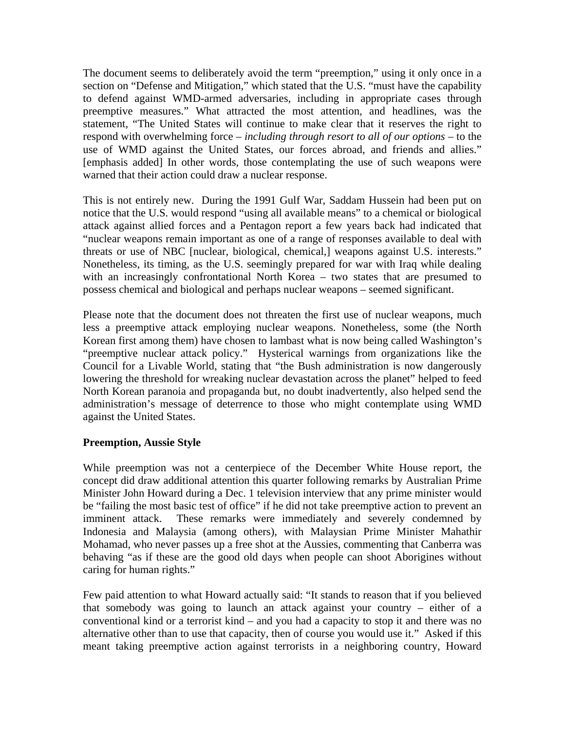The document seems to deliberately avoid the term "preemption," using it only once in a section on "Defense and Mitigation," which stated that the U.S. "must have the capability to defend against WMD-armed adversaries, including in appropriate cases through preemptive measures." What attracted the most attention, and headlines, was the statement, "The United States will continue to make clear that it reserves the right to respond with overwhelming force – *including through resort to all of our options* – to the use of WMD against the United States, our forces abroad, and friends and allies." [emphasis added] In other words, those contemplating the use of such weapons were warned that their action could draw a nuclear response.

This is not entirely new. During the 1991 Gulf War, Saddam Hussein had been put on notice that the U.S. would respond "using all available means" to a chemical or biological attack against allied forces and a Pentagon report a few years back had indicated that "nuclear weapons remain important as one of a range of responses available to deal with threats or use of NBC [nuclear, biological, chemical,] weapons against U.S. interests." Nonetheless, its timing, as the U.S. seemingly prepared for war with Iraq while dealing with an increasingly confrontational North Korea – two states that are presumed to possess chemical and biological and perhaps nuclear weapons – seemed significant.

Please note that the document does not threaten the first use of nuclear weapons, much less a preemptive attack employing nuclear weapons. Nonetheless, some (the North Korean first among them) have chosen to lambast what is now being called Washington's "preemptive nuclear attack policy." Hysterical warnings from organizations like the Council for a Livable World, stating that "the Bush administration is now dangerously lowering the threshold for wreaking nuclear devastation across the planet" helped to feed North Korean paranoia and propaganda but, no doubt inadvertently, also helped send the administration's message of deterrence to those who might contemplate using WMD against the United States.

**Preemption, Aussie Style**

While preemption was not a centerpiece of the December White House report, the concept did draw additional attention this quarter following remarks by Australian Prime Minister John Howard during a Dec. 1 television interview that any prime minister would be "failing the most basic test of office" if he did not take preemptive action to prevent an imminent attack. These remarks were immediately and severely condemned by Indonesia and Malaysia (among others), with Malaysian Prime Minister Mahathir Mohamad, who never passes up a free shot at the Aussies, commenting that Canberra was behaving "as if these are the good old days when people can shoot Aborigines without caring for human rights."

Few paid attention to what Howard actually said: "It stands to reason that if you believed that somebody was going to launch an attack against your country – either of a conventional kind or a terrorist kind – and you had a capacity to stop it and there was no alternative other than to use that capacity, then of course you would use it." Asked if this meant taking preemptive action against terrorists in a neighboring country, Howard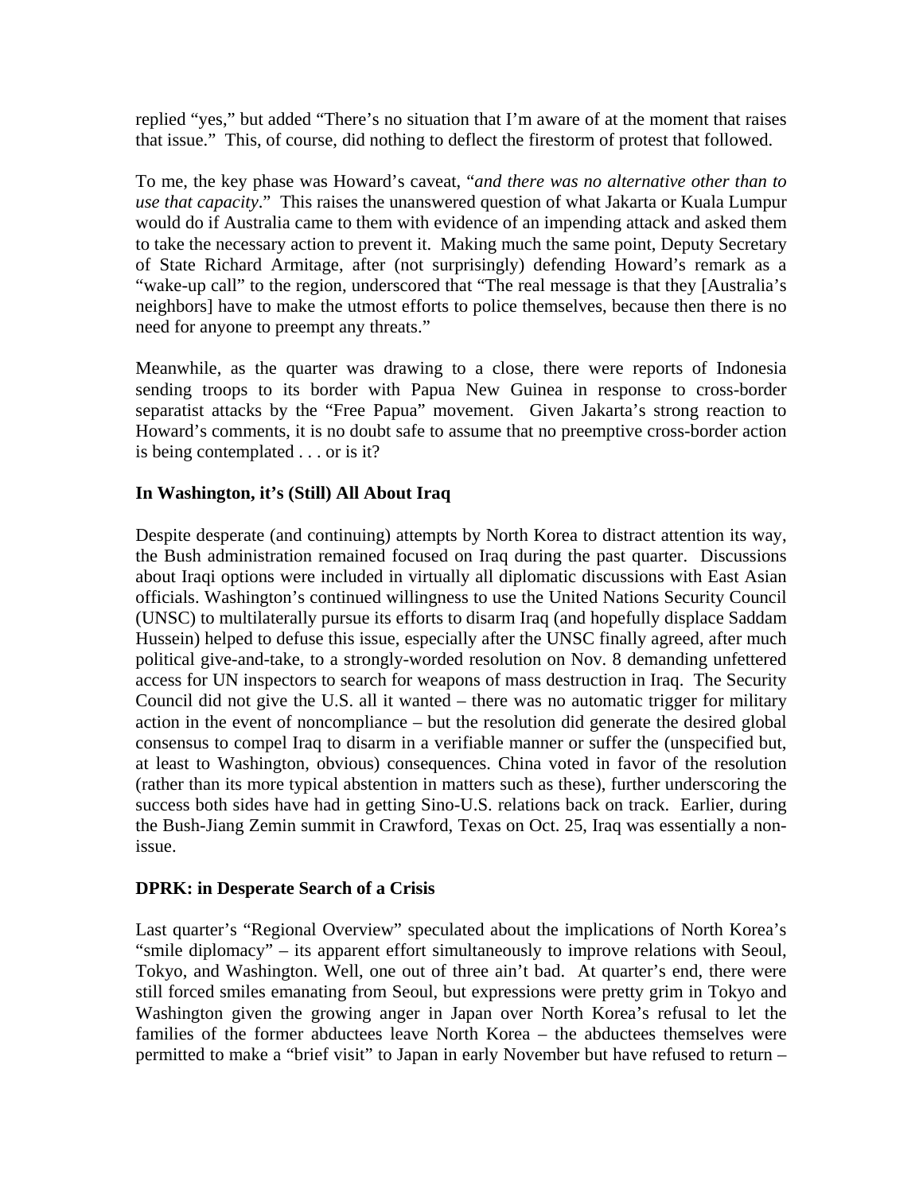replied "yes," but added "There's no situation that I'm aware of at the moment that raises that issue." This, of course, did nothing to deflect the firestorm of protest that followed.

To me, the key phase was Howard's caveat, "*and there was no alternative other than to use that capacity*." This raises the unanswered question of what Jakarta or Kuala Lumpur would do if Australia came to them with evidence of an impending attack and asked them to take the necessary action to prevent it. Making much the same point, Deputy Secretary of State Richard Armitage, after (not surprisingly) defending Howard's remark as a "wake-up call" to the region, underscored that "The real message is that they [Australia's neighbors] have to make the utmost efforts to police themselves, because then there is no need for anyone to preempt any threats."

Meanwhile, as the quarter was drawing to a close, there were reports of Indonesia sending troops to its border with Papua New Guinea in response to cross-border separatist attacks by the "Free Papua" movement. Given Jakarta's strong reaction to Howard's comments, it is no doubt safe to assume that no preemptive cross-border action is being contemplated . . . or is it?

### In Washington, it's (Still) All About Iraq

Despite desperate (and continuing) attempts by North Korea to distract attention its way, the Bush administration remained focused on Iraq during the past quarter. Discussions about Iraqi options were included in virtually all diplomatic discussions with East Asian officials. Washington's continued willingness to use the United Nations Security Council (UNSC) to multilaterally pursue its efforts to disarm Iraq (and hopefully displace Saddam Hussein) helped to defuse this issue, especially after the UNSC finally agreed, after much political give-and-take, to a strongly-worded resolution on Nov. 8 demanding unfettered access for UN inspectors to search for weapons of mass destruction in Iraq. The Security Council did not give the U.S. all it wanted – there was no automatic trigger for military action in the event of noncompliance – but the resolution did generate the desired global consensus to compel Iraq to disarm in a verifiable manner or suffer the (unspecified but, at least to Washington, obvious) consequences. China voted in favor of the resolution (rather than its more typical abstention in matters such as these), further underscoring the success both sides have had in getting Sino-U.S. relations back on track. Earlier, during the Bush-Jiang Zemin summit in Crawford, Texas on Oct. 25, Iraq was essentially a non-issue.

### DPRK: in Desperate Search of a Crisis

Last quarter's "Regional Overview" speculated about the implications of North Korea's "smile diplomacy" – its apparent effort simultaneously to improve relations with Seoul, Tokyo, and Washington. Well, one out of three ain't bad. At quarter's end, there were still forced smiles emanating from Seoul, but expressions were pretty grim in Tokyo and Washington given the growing anger in Japan over North Korea's refusal to let the families of the former abductees leave North Korea – the abductees themselves were permitted to make a "brief visit" to Japan in early November but have refused to return –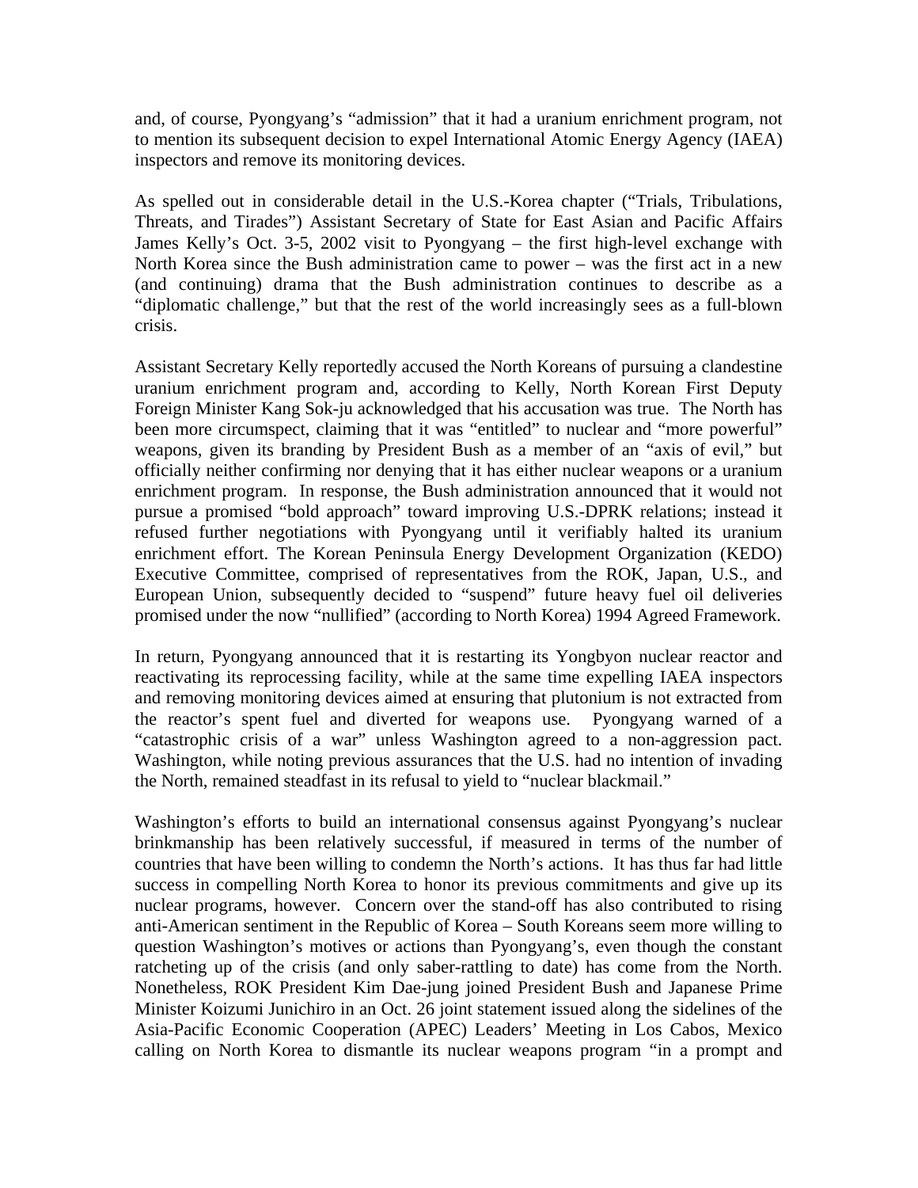and, of course, Pyongyang's "admission" that it had a uranium enrichment program, not to mention its subsequent decision to expel International Atomic Energy Agency (IAEA) inspectors and remove its monitoring devices.

As spelled out in considerable detail in the U.S.-Korea chapter ("Trials, Tribulations, Threats, and Tirades") Assistant Secretary of State for East Asian and Pacific Affairs James Kelly's Oct. 3-5, 2002 visit to Pyongyang – the first high-level exchange with North Korea since the Bush administration came to power – was the first act in a new (and continuing) drama that the Bush administration continues to describe as a "diplomatic challenge," but that the rest of the world increasingly sees as a full-blown crisis.

Assistant Secretary Kelly reportedly accused the North Koreans of pursuing a clandestine uranium enrichment program and, according to Kelly, North Korean First Deputy Foreign Minister Kang Sok-ju acknowledged that his accusation was true. The North has been more circumspect, claiming that it was "entitled" to nuclear and "more powerful" weapons, given its branding by President Bush as a member of an "axis of evil," but officially neither confirming nor denying that it has either nuclear weapons or a uranium enrichment program. In response, the Bush administration announced that it would not pursue a promised "bold approach" toward improving U.S.-DPRK relations; instead it refused further negotiations with Pyongyang until it verifiably halted its uranium enrichment effort. The Korean Peninsula Energy Development Organization (KEDO) Executive Committee, comprised of representatives from the ROK, Japan, U.S., and European Union, subsequently decided to "suspend" future heavy fuel oil deliveries promised under the now "nullified" (according to North Korea) 1994 Agreed Framework.

In return, Pyongyang announced that it is restarting its Yongbyon nuclear reactor and reactivating its reprocessing facility, while at the same time expelling IAEA inspectors and removing monitoring devices aimed at ensuring that plutonium is not extracted from the reactor's spent fuel and diverted for weapons use. Pyongyang warned of a "catastrophic crisis of a war" unless Washington agreed to a non-aggression pact. Washington, while noting previous assurances that the U.S. had no intention of invading the North, remained steadfast in its refusal to yield to "nuclear blackmail."

Washington's efforts to build an international consensus against Pyongyang's nuclear brinkmanship has been relatively successful, if measured in terms of the number of countries that have been willing to condemn the North's actions. It has thus far had little success in compelling North Korea to honor its previous commitments and give up its nuclear programs, however. Concern over the stand-off has also contributed to rising anti-American sentiment in the Republic of Korea – South Koreans seem more willing to question Washington's motives or actions than Pyongyang's, even though the constant ratcheting up of the crisis (and only saber-rattling to date) has come from the North. Nonetheless, ROK President Kim Dae-jung joined President Bush and Japanese Prime Minister Koizumi Junichiro in an Oct. 26 joint statement issued along the sidelines of the Asia-Pacific Economic Cooperation (APEC) Leaders' Meeting in Los Cabos, Mexico calling on North Korea to dismantle its nuclear weapons program "in a prompt and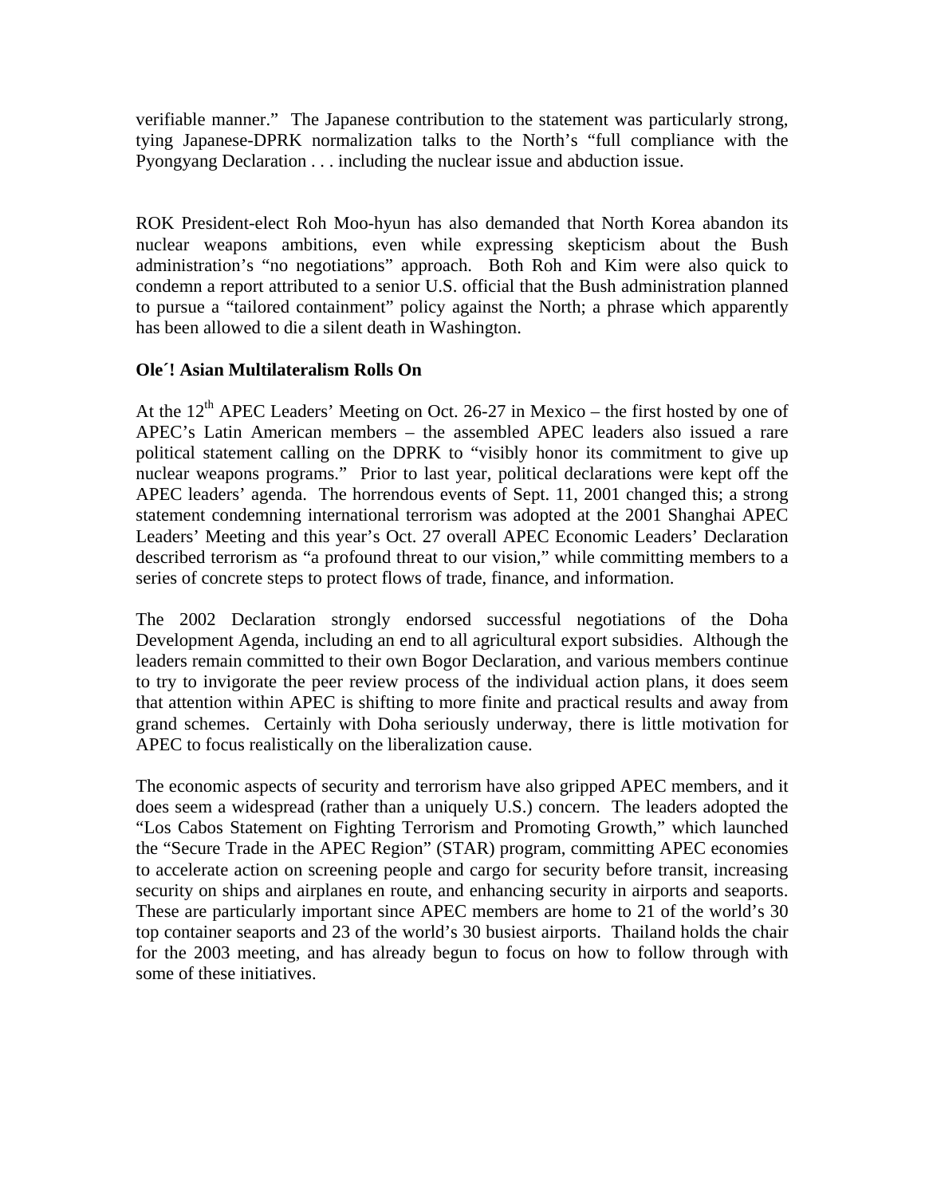verifiable manner." The Japanese contribution to the statement was particularly strong, tying Japanese-DPRK normalization talks to the North's "full compliance with the Pyongyang Declaration . . . including the nuclear issue and abduction issue.

ROK President-elect Roh Moo-hyun has also demanded that North Korea abandon its nuclear weapons ambitions, even while expressing skepticism about the Bush administration's "no negotiations" approach. Both Roh and Kim were also quick to condemn a report attributed to a senior U.S. official that the Bush administration planned to pursue a "tailored containment" policy against the North; a phrase which apparently has been allowed to die a silent death in Washington.

**Ole´! Asian Multilateralism Rolls On**

At the 12th APEC Leaders' Meeting on Oct. 26-27 in Mexico – the first hosted by one of APEC's Latin American members – the assembled APEC leaders also issued a rare political statement calling on the DPRK to "visibly honor its commitment to give up nuclear weapons programs." Prior to last year, political declarations were kept off the APEC leaders' agenda. The horrendous events of Sept. 11, 2001 changed this; a strong statement condemning international terrorism was adopted at the 2001 Shanghai APEC Leaders' Meeting and this year's Oct. 27 overall APEC Economic Leaders' Declaration described terrorism as "a profound threat to our vision," while committing members to a series of concrete steps to protect flows of trade, finance, and information.

The 2002 Declaration strongly endorsed successful negotiations of the Doha Development Agenda, including an end to all agricultural export subsidies. Although the leaders remain committed to their own Bogor Declaration, and various members continue to try to invigorate the peer review process of the individual action plans, it does seem that attention within APEC is shifting to more finite and practical results and away from grand schemes. Certainly with Doha seriously underway, there is little motivation for APEC to focus realistically on the liberalization cause.

The economic aspects of security and terrorism have also gripped APEC members, and it does seem a widespread (rather than a uniquely U.S.) concern. The leaders adopted the "Los Cabos Statement on Fighting Terrorism and Promoting Growth," which launched the "Secure Trade in the APEC Region" (STAR) program, committing APEC economies to accelerate action on screening people and cargo for security before transit, increasing security on ships and airplanes en route, and enhancing security in airports and seaports. These are particularly important since APEC members are home to 21 of the world's 30 top container seaports and 23 of the world's 30 busiest airports. Thailand holds the chair for the 2003 meeting, and has already begun to focus on how to follow through with some of these initiatives.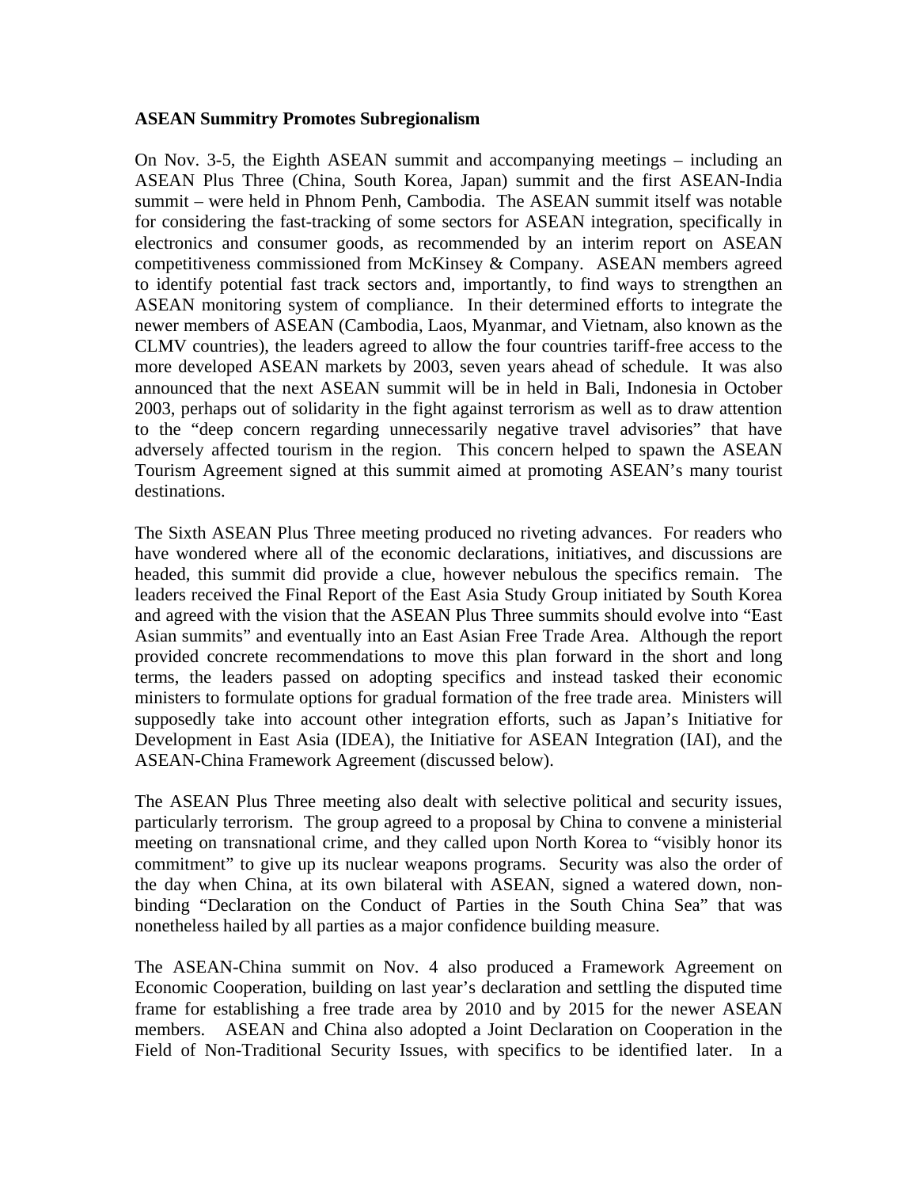**ASEAN Summitry Promotes Subregionalism**

On Nov. 3-5, the Eighth ASEAN summit and accompanying meetings – including an ASEAN Plus Three (China, South Korea, Japan) summit and the first ASEAN-India summit – were held in Phnom Penh, Cambodia. The ASEAN summit itself was notable for considering the fast-tracking of some sectors for ASEAN integration, specifically in electronics and consumer goods, as recommended by an interim report on ASEAN competitiveness commissioned from McKinsey & Company. ASEAN members agreed to identify potential fast track sectors and, importantly, to find ways to strengthen an ASEAN monitoring system of compliance. In their determined efforts to integrate the newer members of ASEAN (Cambodia, Laos, Myanmar, and Vietnam, also known as the CLMV countries), the leaders agreed to allow the four countries tariff-free access to the more developed ASEAN markets by 2003, seven years ahead of schedule. It was also announced that the next ASEAN summit will be in held in Bali, Indonesia in October 2003, perhaps out of solidarity in the fight against terrorism as well as to draw attention to the "deep concern regarding unnecessarily negative travel advisories" that have adversely affected tourism in the region. This concern helped to spawn the ASEAN Tourism Agreement signed at this summit aimed at promoting ASEAN's many tourist destinations.

The Sixth ASEAN Plus Three meeting produced no riveting advances. For readers who have wondered where all of the economic declarations, initiatives, and discussions are headed, this summit did provide a clue, however nebulous the specifics remain. The leaders received the Final Report of the East Asia Study Group initiated by South Korea and agreed with the vision that the ASEAN Plus Three summits should evolve into "East Asian summits" and eventually into an East Asian Free Trade Area. Although the report provided concrete recommendations to move this plan forward in the short and long terms, the leaders passed on adopting specifics and instead tasked their economic ministers to formulate options for gradual formation of the free trade area. Ministers will supposedly take into account other integration efforts, such as Japan's Initiative for Development in East Asia (IDEA), the Initiative for ASEAN Integration (IAI), and the ASEAN-China Framework Agreement (discussed below).

The ASEAN Plus Three meeting also dealt with selective political and security issues, particularly terrorism. The group agreed to a proposal by China to convene a ministerial meeting on transnational crime, and they called upon North Korea to "visibly honor its commitment" to give up its nuclear weapons programs. Security was also the order of the day when China, at its own bilateral with ASEAN, signed a watered down, non-binding "Declaration on the Conduct of Parties in the South China Sea" that was nonetheless hailed by all parties as a major confidence building measure.

The ASEAN-China summit on Nov. 4 also produced a Framework Agreement on Economic Cooperation, building on last year's declaration and settling the disputed time frame for establishing a free trade area by 2010 and by 2015 for the newer ASEAN members. ASEAN and China also adopted a Joint Declaration on Cooperation in the Field of Non-Traditional Security Issues, with specifics to be identified later. In a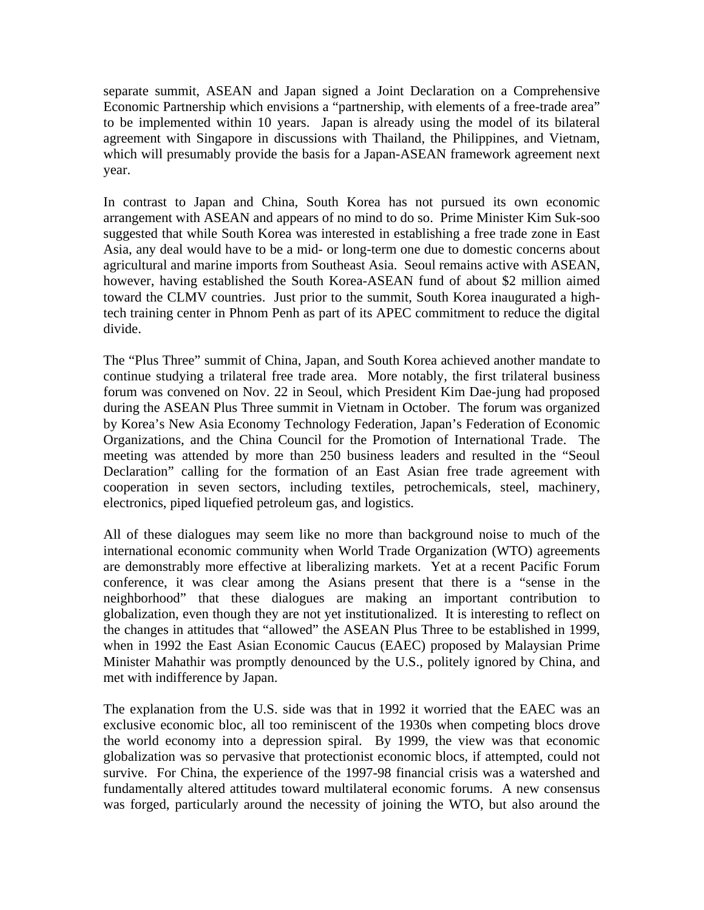separate summit, ASEAN and Japan signed a Joint Declaration on a Comprehensive Economic Partnership which envisions a "partnership, with elements of a free-trade area" to be implemented within 10 years. Japan is already using the model of its bilateral agreement with Singapore in discussions with Thailand, the Philippines, and Vietnam, which will presumably provide the basis for a Japan-ASEAN framework agreement next year.

In contrast to Japan and China, South Korea has not pursued its own economic arrangement with ASEAN and appears of no mind to do so. Prime Minister Kim Suk-soo suggested that while South Korea was interested in establishing a free trade zone in East Asia, any deal would have to be a mid- or long-term one due to domestic concerns about agricultural and marine imports from Southeast Asia. Seoul remains active with ASEAN, however, having established the South Korea-ASEAN fund of about $2 million aimed toward the CLMV countries. Just prior to the summit, South Korea inaugurated a high-tech training center in Phnom Penh as part of its APEC commitment to reduce the digital divide.

The "Plus Three" summit of China, Japan, and South Korea achieved another mandate to continue studying a trilateral free trade area. More notably, the first trilateral business forum was convened on Nov. 22 in Seoul, which President Kim Dae-jung had proposed during the ASEAN Plus Three summit in Vietnam in October. The forum was organized by Korea's New Asia Economy Technology Federation, Japan's Federation of Economic Organizations, and the China Council for the Promotion of International Trade. The meeting was attended by more than 250 business leaders and resulted in the "Seoul Declaration" calling for the formation of an East Asian free trade agreement with cooperation in seven sectors, including textiles, petrochemicals, steel, machinery, electronics, piped liquefied petroleum gas, and logistics.

All of these dialogues may seem like no more than background noise to much of the international economic community when World Trade Organization (WTO) agreements are demonstrably more effective at liberalizing markets. Yet at a recent Pacific Forum conference, it was clear among the Asians present that there is a "sense in the neighborhood" that these dialogues are making an important contribution to globalization, even though they are not yet institutionalized. It is interesting to reflect on the changes in attitudes that "allowed" the ASEAN Plus Three to be established in 1999, when in 1992 the East Asian Economic Caucus (EAEC) proposed by Malaysian Prime Minister Mahathir was promptly denounced by the U.S., politely ignored by China, and met with indifference by Japan.

The explanation from the U.S. side was that in 1992 it worried that the EAEC was an exclusive economic bloc, all too reminiscent of the 1930s when competing blocs drove the world economy into a depression spiral. By 1999, the view was that economic globalization was so pervasive that protectionist economic blocs, if attempted, could not survive. For China, the experience of the 1997-98 financial crisis was a watershed and fundamentally altered attitudes toward multilateral economic forums. A new consensus was forged, particularly around the necessity of joining the WTO, but also around the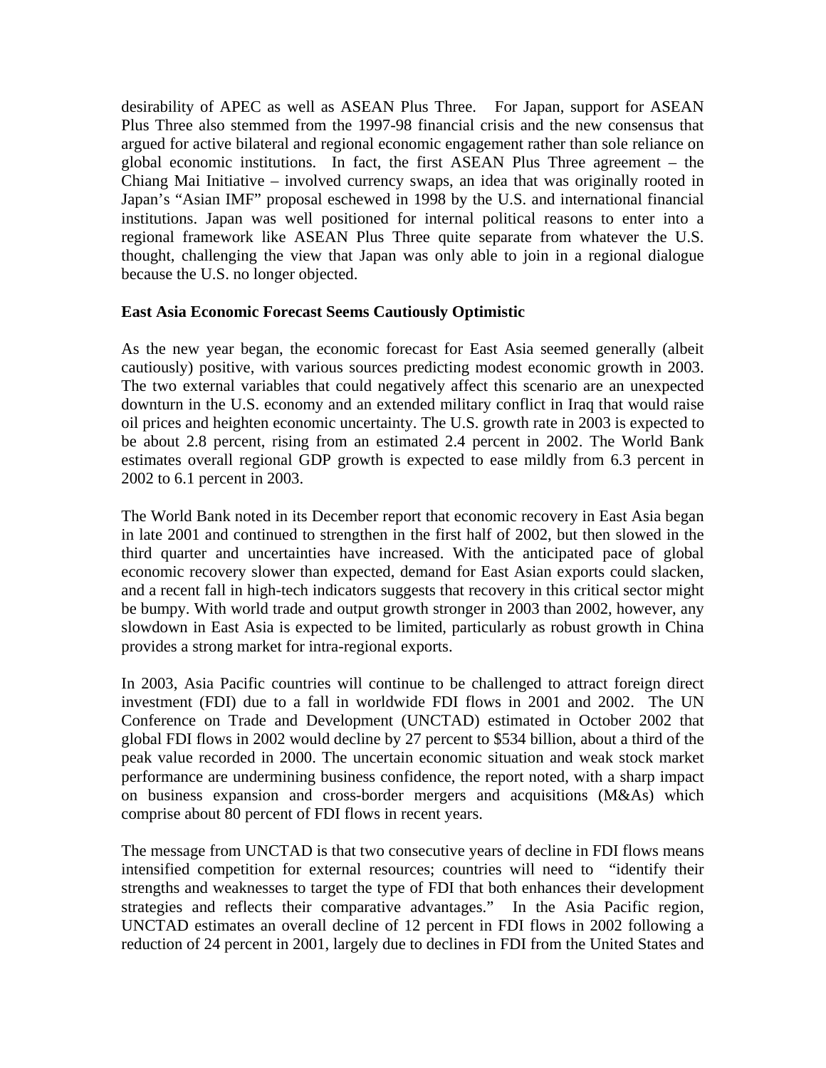desirability of APEC as well as ASEAN Plus Three. For Japan, support for ASEAN Plus Three also stemmed from the 1997-98 financial crisis and the new consensus that argued for active bilateral and regional economic engagement rather than sole reliance on global economic institutions. In fact, the first ASEAN Plus Three agreement – the Chiang Mai Initiative – involved currency swaps, an idea that was originally rooted in Japan's "Asian IMF" proposal eschewed in 1998 by the U.S. and international financial institutions. Japan was well positioned for internal political reasons to enter into a regional framework like ASEAN Plus Three quite separate from whatever the U.S. thought, challenging the view that Japan was only able to join in a regional dialogue because the U.S. no longer objected.

**East Asia Economic Forecast Seems Cautiously Optimistic**

As the new year began, the economic forecast for East Asia seemed generally (albeit cautiously) positive, with various sources predicting modest economic growth in 2003. The two external variables that could negatively affect this scenario are an unexpected downturn in the U.S. economy and an extended military conflict in Iraq that would raise oil prices and heighten economic uncertainty. The U.S. growth rate in 2003 is expected to be about 2.8 percent, rising from an estimated 2.4 percent in 2002. The World Bank estimates overall regional GDP growth is expected to ease mildly from 6.3 percent in 2002 to 6.1 percent in 2003.

The World Bank noted in its December report that economic recovery in East Asia began in late 2001 and continued to strengthen in the first half of 2002, but then slowed in the third quarter and uncertainties have increased. With the anticipated pace of global economic recovery slower than expected, demand for East Asian exports could slacken, and a recent fall in high-tech indicators suggests that recovery in this critical sector might be bumpy. With world trade and output growth stronger in 2003 than 2002, however, any slowdown in East Asia is expected to be limited, particularly as robust growth in China provides a strong market for intra-regional exports.

In 2003, Asia Pacific countries will continue to be challenged to attract foreign direct investment (FDI) due to a fall in worldwide FDI flows in 2001 and 2002. The UN Conference on Trade and Development (UNCTAD) estimated in October 2002 that global FDI flows in 2002 would decline by 27 percent to $534 billion, about a third of the peak value recorded in 2000. The uncertain economic situation and weak stock market performance are undermining business confidence, the report noted, with a sharp impact on business expansion and cross-border mergers and acquisitions (M&As) which comprise about 80 percent of FDI flows in recent years.

The message from UNCTAD is that two consecutive years of decline in FDI flows means intensified competition for external resources; countries will need to "identify their strengths and weaknesses to target the type of FDI that both enhances their development strategies and reflects their comparative advantages." In the Asia Pacific region, UNCTAD estimates an overall decline of 12 percent in FDI flows in 2002 following a reduction of 24 percent in 2001, largely due to declines in FDI from the United States and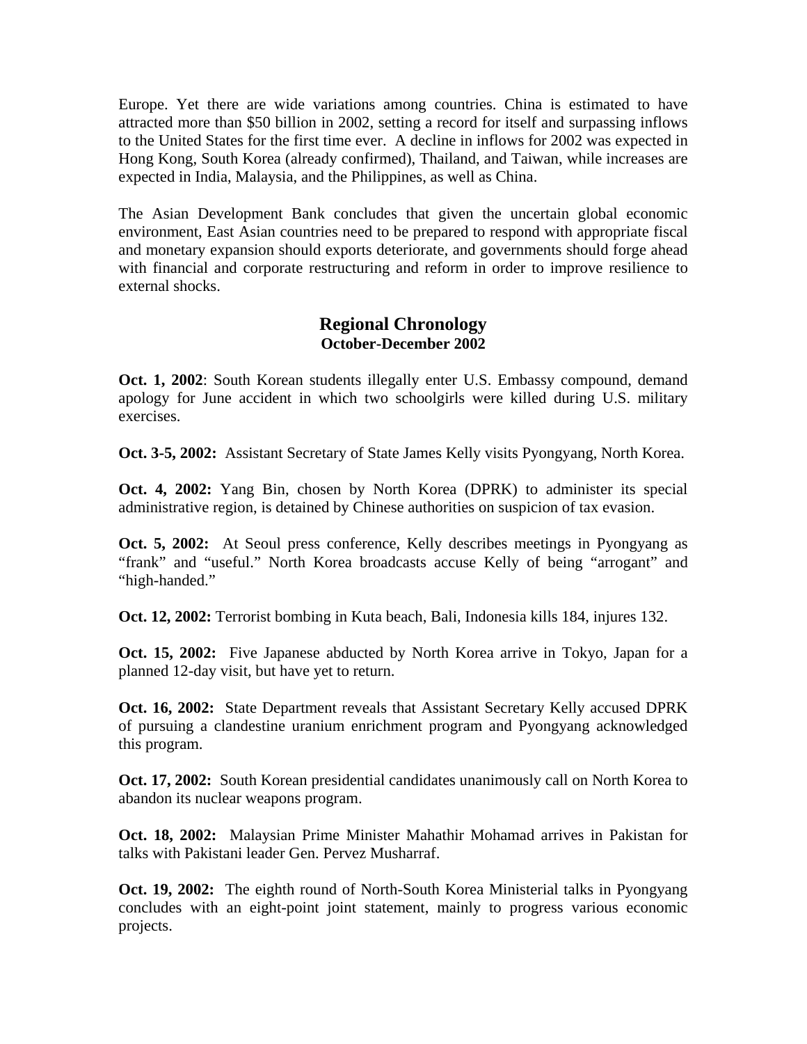Europe. Yet there are wide variations among countries. China is estimated to have attracted more than $50 billion in 2002, setting a record for itself and surpassing inflows to the United States for the first time ever. A decline in inflows for 2002 was expected in Hong Kong, South Korea (already confirmed), Thailand, and Taiwan, while increases are expected in India, Malaysia, and the Philippines, as well as China.

The Asian Development Bank concludes that given the uncertain global economic environment, East Asian countries need to be prepared to respond with appropriate fiscal and monetary expansion should exports deteriorate, and governments should forge ahead with financial and corporate restructuring and reform in order to improve resilience to external shocks.

## Regional Chronology
### October-December 2002

**Oct. 1, 2002**: South Korean students illegally enter U.S. Embassy compound, demand apology for June accident in which two schoolgirls were killed during U.S. military exercises.

**Oct. 3-5, 2002:** Assistant Secretary of State James Kelly visits Pyongyang, North Korea.

**Oct. 4, 2002:** Yang Bin, chosen by North Korea (DPRK) to administer its special administrative region, is detained by Chinese authorities on suspicion of tax evasion.

**Oct. 5, 2002:** At Seoul press conference, Kelly describes meetings in Pyongyang as "frank" and "useful." North Korea broadcasts accuse Kelly of being "arrogant" and "high-handed."

**Oct. 12, 2002:** Terrorist bombing in Kuta beach, Bali, Indonesia kills 184, injures 132.

**Oct. 15, 2002:** Five Japanese abducted by North Korea arrive in Tokyo, Japan for a planned 12-day visit, but have yet to return.

**Oct. 16, 2002:** State Department reveals that Assistant Secretary Kelly accused DPRK of pursuing a clandestine uranium enrichment program and Pyongyang acknowledged this program.

**Oct. 17, 2002:** South Korean presidential candidates unanimously call on North Korea to abandon its nuclear weapons program.

**Oct. 18, 2002:** Malaysian Prime Minister Mahathir Mohamad arrives in Pakistan for talks with Pakistani leader Gen. Pervez Musharraf.

**Oct. 19, 2002:** The eighth round of North-South Korea Ministerial talks in Pyongyang concludes with an eight-point joint statement, mainly to progress various economic projects.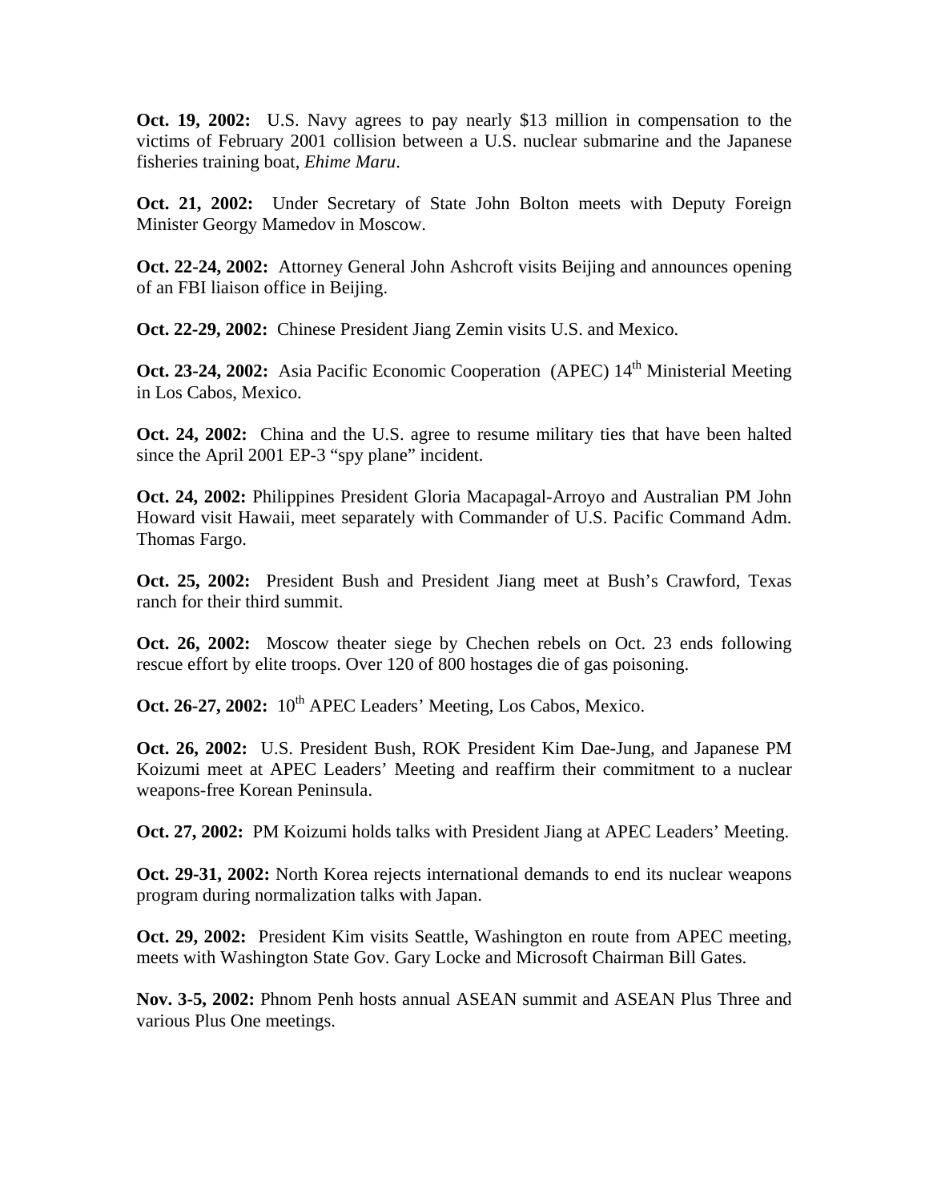**Oct. 19, 2002:** U.S. Navy agrees to pay nearly $13 million in compensation to the victims of February 2001 collision between a U.S. nuclear submarine and the Japanese fisheries training boat, *Ehime Maru*.

**Oct. 21, 2002:** Under Secretary of State John Bolton meets with Deputy Foreign Minister Georgy Mamedov in Moscow.

**Oct. 22-24, 2002:** Attorney General John Ashcroft visits Beijing and announces opening of an FBI liaison office in Beijing.

**Oct. 22-29, 2002:** Chinese President Jiang Zemin visits U.S. and Mexico.

**Oct. 23-24, 2002:** Asia Pacific Economic Cooperation (APEC) 14th Ministerial Meeting in Los Cabos, Mexico.

**Oct. 24, 2002:** China and the U.S. agree to resume military ties that have been halted since the April 2001 EP-3 "spy plane" incident.

**Oct. 24, 2002:** Philippines President Gloria Macapagal-Arroyo and Australian PM John Howard visit Hawaii, meet separately with Commander of U.S. Pacific Command Adm. Thomas Fargo.

**Oct. 25, 2002:** President Bush and President Jiang meet at Bush's Crawford, Texas ranch for their third summit.

**Oct. 26, 2002:** Moscow theater siege by Chechen rebels on Oct. 23 ends following rescue effort by elite troops. Over 120 of 800 hostages die of gas poisoning.

**Oct. 26-27, 2002:** 10th APEC Leaders' Meeting, Los Cabos, Mexico.

**Oct. 26, 2002:** U.S. President Bush, ROK President Kim Dae-Jung, and Japanese PM Koizumi meet at APEC Leaders' Meeting and reaffirm their commitment to a nuclear weapons-free Korean Peninsula.

**Oct. 27, 2002:** PM Koizumi holds talks with President Jiang at APEC Leaders' Meeting.

**Oct. 29-31, 2002:** North Korea rejects international demands to end its nuclear weapons program during normalization talks with Japan.

**Oct. 29, 2002:** President Kim visits Seattle, Washington en route from APEC meeting, meets with Washington State Gov. Gary Locke and Microsoft Chairman Bill Gates.

**Nov. 3-5, 2002:** Phnom Penh hosts annual ASEAN summit and ASEAN Plus Three and various Plus One meetings.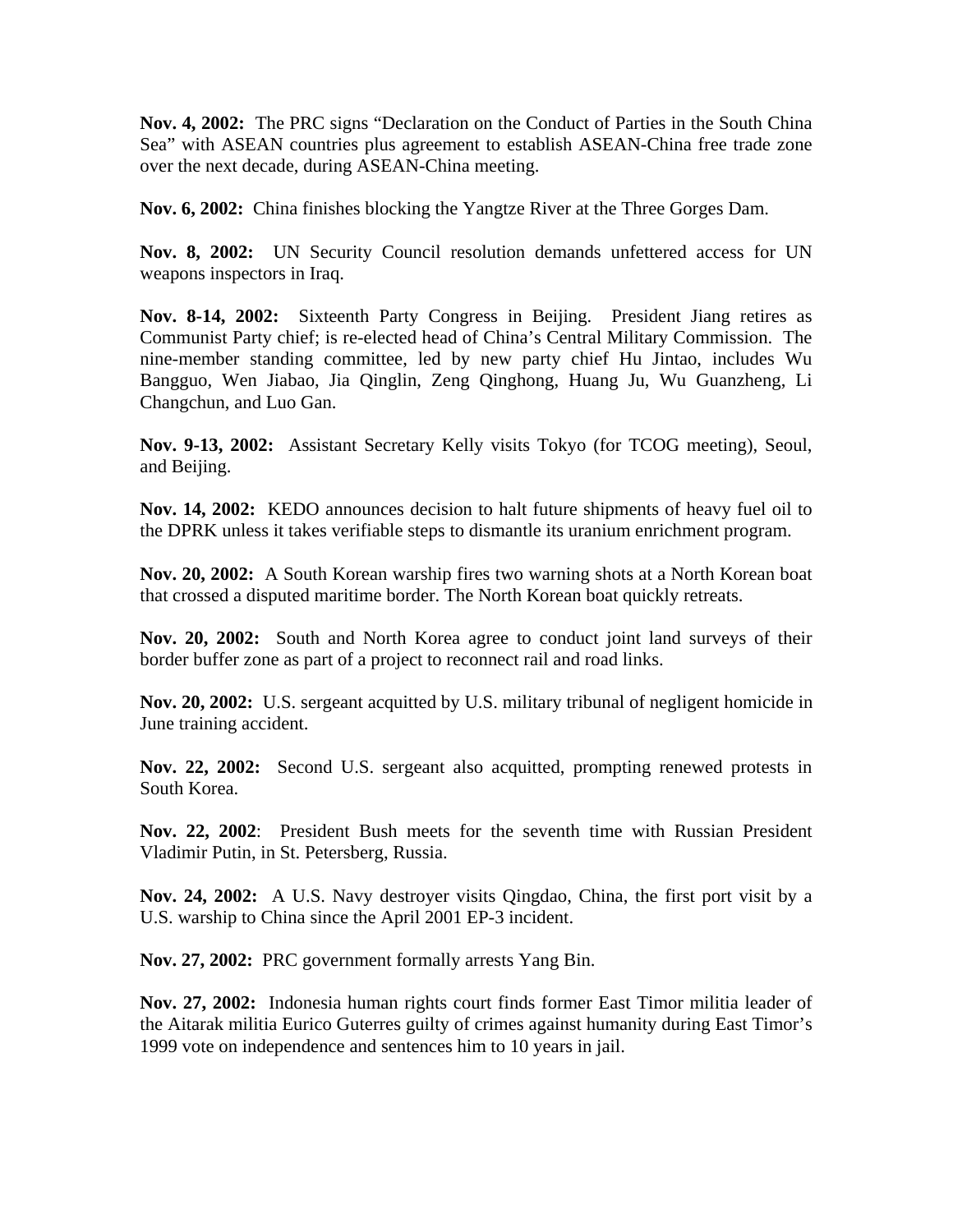**Nov. 4, 2002:** The PRC signs "Declaration on the Conduct of Parties in the South China Sea" with ASEAN countries plus agreement to establish ASEAN-China free trade zone over the next decade, during ASEAN-China meeting.

**Nov. 6, 2002:** China finishes blocking the Yangtze River at the Three Gorges Dam.

**Nov. 8, 2002:** UN Security Council resolution demands unfettered access for UN weapons inspectors in Iraq.

**Nov. 8-14, 2002:** Sixteenth Party Congress in Beijing. President Jiang retires as Communist Party chief; is re-elected head of China's Central Military Commission. The nine-member standing committee, led by new party chief Hu Jintao, includes Wu Bangguo, Wen Jiabao, Jia Qinglin, Zeng Qinghong, Huang Ju, Wu Guanzheng, Li Changchun, and Luo Gan.

**Nov. 9-13, 2002:** Assistant Secretary Kelly visits Tokyo (for TCOG meeting), Seoul, and Beijing.

**Nov. 14, 2002:** KEDO announces decision to halt future shipments of heavy fuel oil to the DPRK unless it takes verifiable steps to dismantle its uranium enrichment program.

**Nov. 20, 2002:** A South Korean warship fires two warning shots at a North Korean boat that crossed a disputed maritime border. The North Korean boat quickly retreats.

**Nov. 20, 2002:** South and North Korea agree to conduct joint land surveys of their border buffer zone as part of a project to reconnect rail and road links.

**Nov. 20, 2002:** U.S. sergeant acquitted by U.S. military tribunal of negligent homicide in June training accident.

**Nov. 22, 2002:** Second U.S. sergeant also acquitted, prompting renewed protests in South Korea.

**Nov. 22, 2002**: President Bush meets for the seventh time with Russian President Vladimir Putin, in St. Petersberg, Russia.

**Nov. 24, 2002:** A U.S. Navy destroyer visits Qingdao, China, the first port visit by a U.S. warship to China since the April 2001 EP-3 incident.

**Nov. 27, 2002:** PRC government formally arrests Yang Bin.

**Nov. 27, 2002:** Indonesia human rights court finds former East Timor militia leader of the Aitarak militia Eurico Guterres guilty of crimes against humanity during East Timor's 1999 vote on independence and sentences him to 10 years in jail.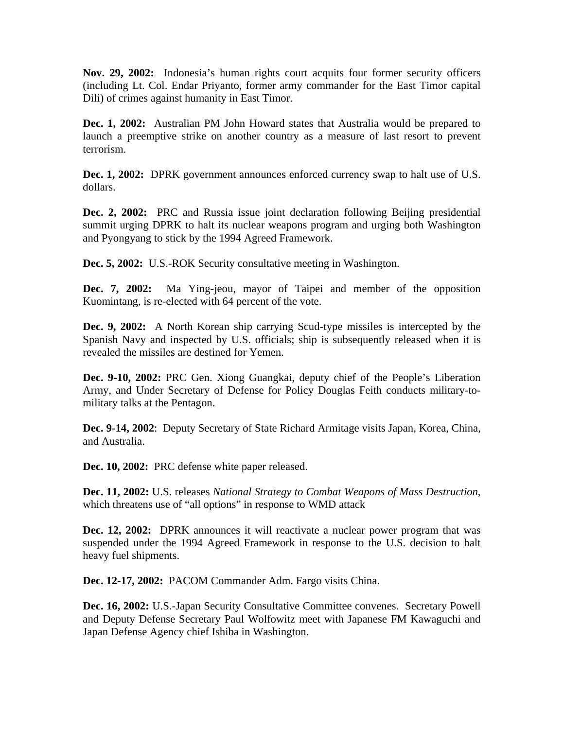**Nov. 29, 2002:** Indonesia's human rights court acquits four former security officers (including Lt. Col. Endar Priyanto, former army commander for the East Timor capital Dili) of crimes against humanity in East Timor.

**Dec. 1, 2002:** Australian PM John Howard states that Australia would be prepared to launch a preemptive strike on another country as a measure of last resort to prevent terrorism.

**Dec. 1, 2002:** DPRK government announces enforced currency swap to halt use of U.S. dollars.

**Dec. 2, 2002:** PRC and Russia issue joint declaration following Beijing presidential summit urging DPRK to halt its nuclear weapons program and urging both Washington and Pyongyang to stick by the 1994 Agreed Framework.

**Dec. 5, 2002:** U.S.-ROK Security consultative meeting in Washington.

**Dec. 7, 2002:** Ma Ying-jeou, mayor of Taipei and member of the opposition Kuomintang, is re-elected with 64 percent of the vote.

**Dec. 9, 2002:** A North Korean ship carrying Scud-type missiles is intercepted by the Spanish Navy and inspected by U.S. officials; ship is subsequently released when it is revealed the missiles are destined for Yemen.

**Dec. 9-10, 2002:** PRC Gen. Xiong Guangkai, deputy chief of the People's Liberation Army, and Under Secretary of Defense for Policy Douglas Feith conducts military-to-military talks at the Pentagon.

**Dec. 9-14, 2002**: Deputy Secretary of State Richard Armitage visits Japan, Korea, China, and Australia.

**Dec. 10, 2002:** PRC defense white paper released.

**Dec. 11, 2002:** U.S. releases *National Strategy to Combat Weapons of Mass Destruction*, which threatens use of "all options" in response to WMD attack

**Dec. 12, 2002:** DPRK announces it will reactivate a nuclear power program that was suspended under the 1994 Agreed Framework in response to the U.S. decision to halt heavy fuel shipments.

**Dec. 12-17, 2002:** PACOM Commander Adm. Fargo visits China.

**Dec. 16, 2002:** U.S.-Japan Security Consultative Committee convenes. Secretary Powell and Deputy Defense Secretary Paul Wolfowitz meet with Japanese FM Kawaguchi and Japan Defense Agency chief Ishiba in Washington.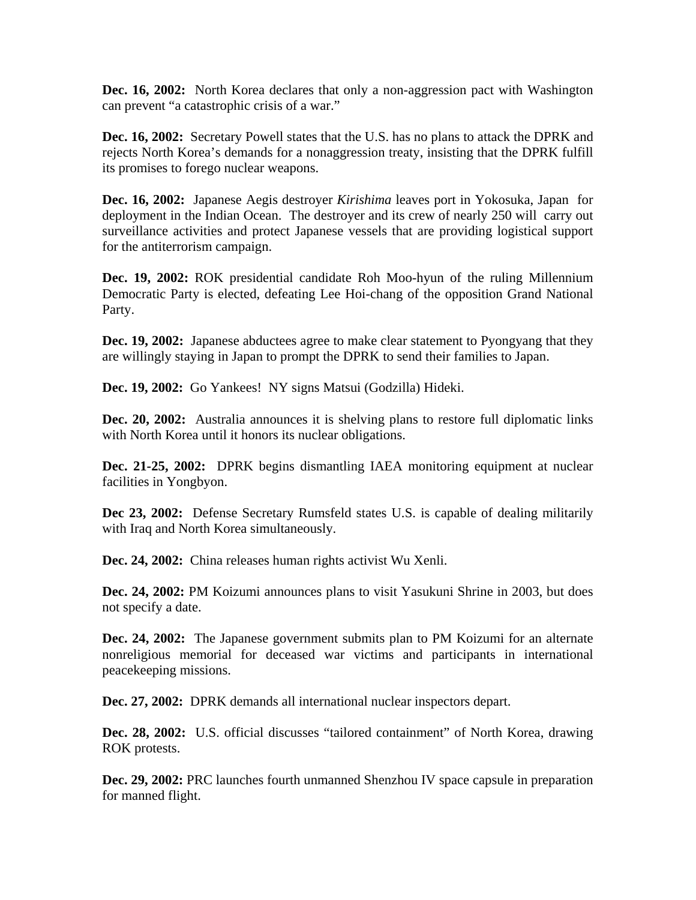**Dec. 16, 2002:** North Korea declares that only a non-aggression pact with Washington can prevent "a catastrophic crisis of a war."

**Dec. 16, 2002:** Secretary Powell states that the U.S. has no plans to attack the DPRK and rejects North Korea's demands for a nonaggression treaty, insisting that the DPRK fulfill its promises to forego nuclear weapons.

**Dec. 16, 2002:** Japanese Aegis destroyer *Kirishima* leaves port in Yokosuka, Japan for deployment in the Indian Ocean. The destroyer and its crew of nearly 250 will carry out surveillance activities and protect Japanese vessels that are providing logistical support for the antiterrorism campaign.

**Dec. 19, 2002:** ROK presidential candidate Roh Moo-hyun of the ruling Millennium Democratic Party is elected, defeating Lee Hoi-chang of the opposition Grand National Party.

**Dec. 19, 2002:** Japanese abductees agree to make clear statement to Pyongyang that they are willingly staying in Japan to prompt the DPRK to send their families to Japan.

**Dec. 19, 2002:** Go Yankees! NY signs Matsui (Godzilla) Hideki.

**Dec. 20, 2002:** Australia announces it is shelving plans to restore full diplomatic links with North Korea until it honors its nuclear obligations.

**Dec. 21-25, 2002:** DPRK begins dismantling IAEA monitoring equipment at nuclear facilities in Yongbyon.

**Dec 23, 2002:** Defense Secretary Rumsfeld states U.S. is capable of dealing militarily with Iraq and North Korea simultaneously.

**Dec. 24, 2002:** China releases human rights activist Wu Xenli.

**Dec. 24, 2002:** PM Koizumi announces plans to visit Yasukuni Shrine in 2003, but does not specify a date.

**Dec. 24, 2002:** The Japanese government submits plan to PM Koizumi for an alternate nonreligious memorial for deceased war victims and participants in international peacekeeping missions.

**Dec. 27, 2002:** DPRK demands all international nuclear inspectors depart.

**Dec. 28, 2002:** U.S. official discusses "tailored containment" of North Korea, drawing ROK protests.

**Dec. 29, 2002:** PRC launches fourth unmanned Shenzhou IV space capsule in preparation for manned flight.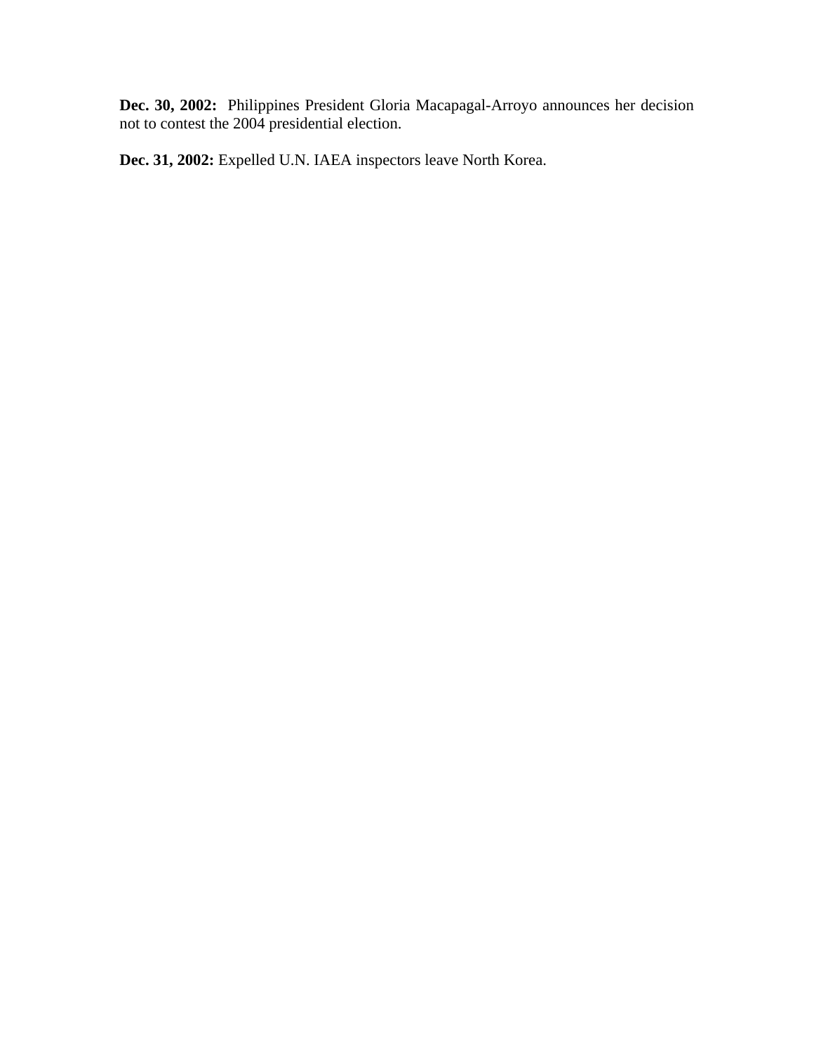**Dec. 30, 2002:** Philippines President Gloria Macapagal-Arroyo announces her decision not to contest the 2004 presidential election.

**Dec. 31, 2002:** Expelled U.N. IAEA inspectors leave North Korea.